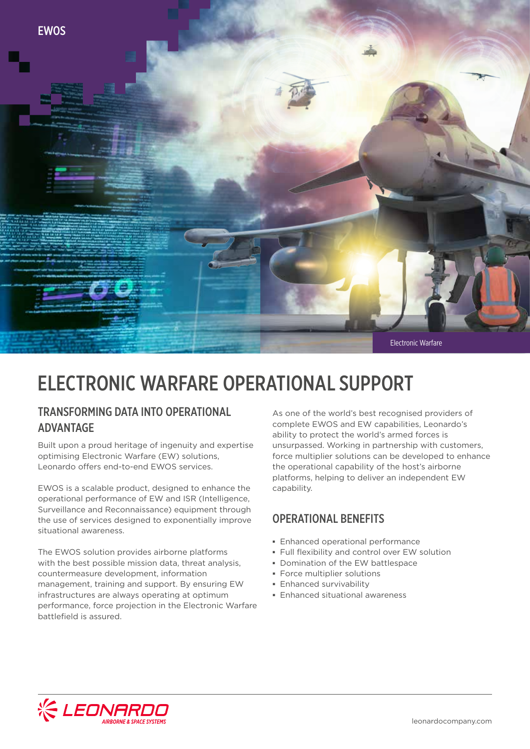EWOS

Electronic Warfare

# ELECTRONIC WARFARE OPERATIONAL SUPPORT

## TRANSFORMING DATA INTO OPERATIONAL ADVANTAGE

Built upon a proud heritage of ingenuity and expertise optimising Electronic Warfare (EW) solutions, Leonardo offers end-to-end EWOS services.

EWOS is a scalable product, designed to enhance the operational performance of EW and ISR (Intelligence, Surveillance and Reconnaissance) equipment through the use of services designed to exponentially improve situational awareness.

The EWOS solution provides airborne platforms with the best possible mission data, threat analysis, countermeasure development, information management, training and support. By ensuring EW infrastructures are always operating at optimum performance, force projection in the Electronic Warfare battlefield is assured.

As one of the world's best recognised providers of complete EWOS and EW capabilities, Leonardo's ability to protect the world's armed forces is unsurpassed. Working in partnership with customers, force multiplier solutions can be developed to enhance the operational capability of the host's airborne platforms, helping to deliver an independent EW capability.

## OPERATIONAL BENEFITS

- Enhanced operational performance
- Full flexibility and control over EW solution
- Domination of the EW battlespace
- Force multiplier solutions
- Enhanced survivability
- Enhanced situational awareness

LEONARDO AIRBORNE & SPACE SYSTEMS

leonardocompany.com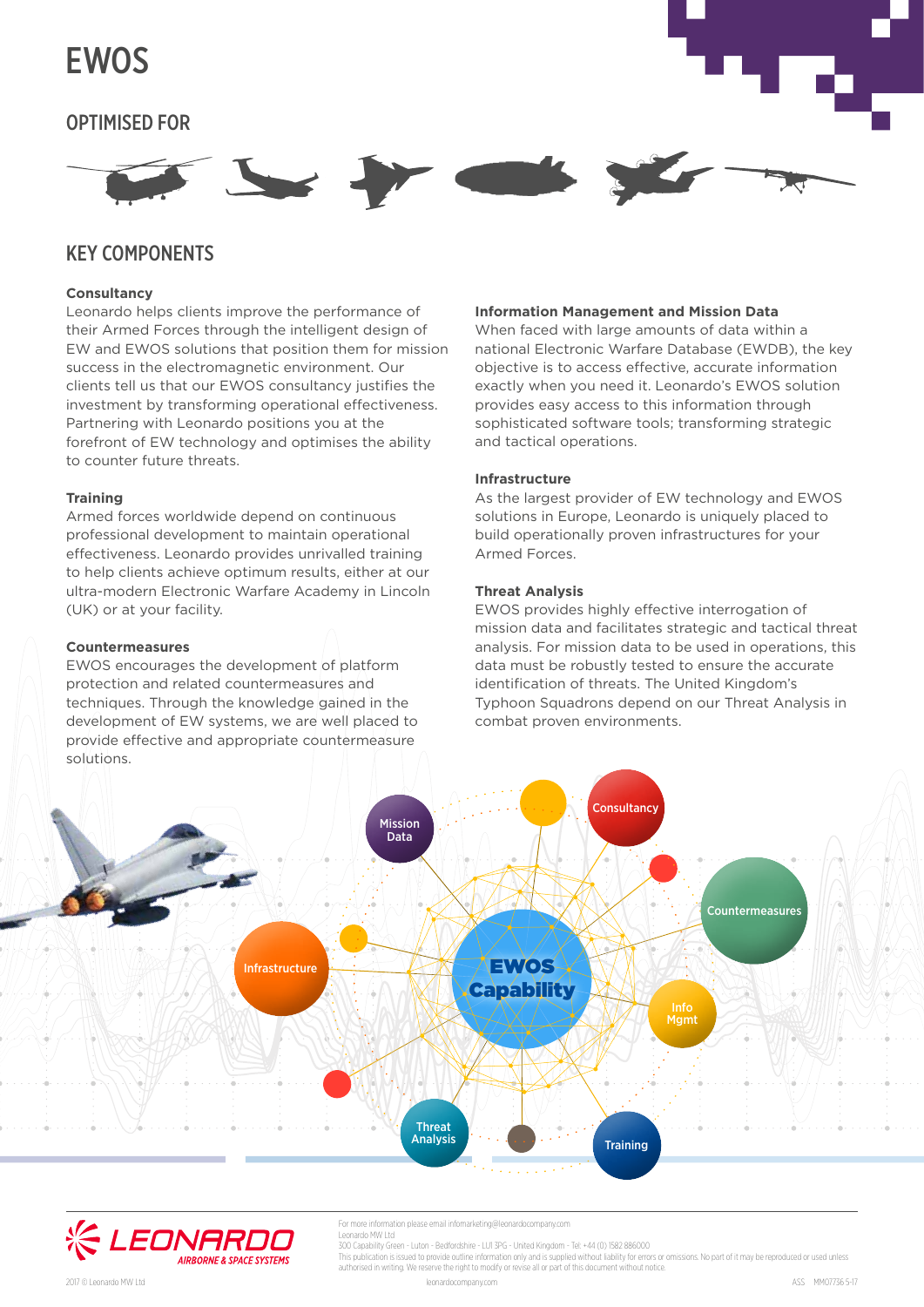# EWOS

## OPTIMISED FOR

## KEY COMPONENTS

**Consultancy**
Leonardo helps clients improve the performance of their Armed Forces through the intelligent design of EW and EWOS solutions that position them for mission success in the electromagnetic environment. Our clients tell us that our EWOS consultancy justifies the investment by transforming operational effectiveness. Partnering with Leonardo positions you at the forefront of EW technology and optimises the ability to counter future threats.

**Training**
Armed forces worldwide depend on continuous professional development to maintain operational effectiveness. Leonardo provides unrivalled training to help clients achieve optimum results, either at our ultra-modern Electronic Warfare Academy in Lincoln (UK) or at your facility.

**Countermeasures**
EWOS encourages the development of platform protection and related countermeasures and techniques. Through the knowledge gained in the development of EW systems, we are well placed to provide effective and appropriate countermeasure solutions.

**Information Management and Mission Data**
When faced with large amounts of data within a national Electronic Warfare Database (EWDB), the key objective is to access effective, accurate information exactly when you need it. Leonardo's EWOS solution provides easy access to this information through sophisticated software tools; transforming strategic and tactical operations.

**Infrastructure**
As the largest provider of EW technology and EWOS solutions in Europe, Leonardo is uniquely placed to build operationally proven infrastructures for your Armed Forces.

**Threat Analysis**
EWOS provides highly effective interrogation of mission data and facilitates strategic and tactical threat analysis. For mission data to be used in operations, this data must be robustly tested to ensure the accurate identification of threats. The United Kingdom's Typhoon Squadrons depend on our Threat Analysis in combat proven environments.

Mission Data
Consultancy
Countermeasures
Infrastructure
EWOS Capability
Info Mgmt
Threat Analysis
Training

LEONARDO
AIRBORNE & SPACE SYSTEMS

For more information please email infomarketing@leonardocompany.com
Leonardo MW Ltd
300 Capability Green - Luton - Bedfordshire - LU1 3PG - United Kingdom - Tel: +44 (0) 1582 886000
This publication is issued to provide outline information only and is supplied without liability for errors or omissions. No part of it may be reproduced or used unless authorised in writing. We reserve the right to modify or revise all or part of this document without notice.

2017 © Leonardo MW Ltd

leonardocompany.com

ASS MM07736 5-17